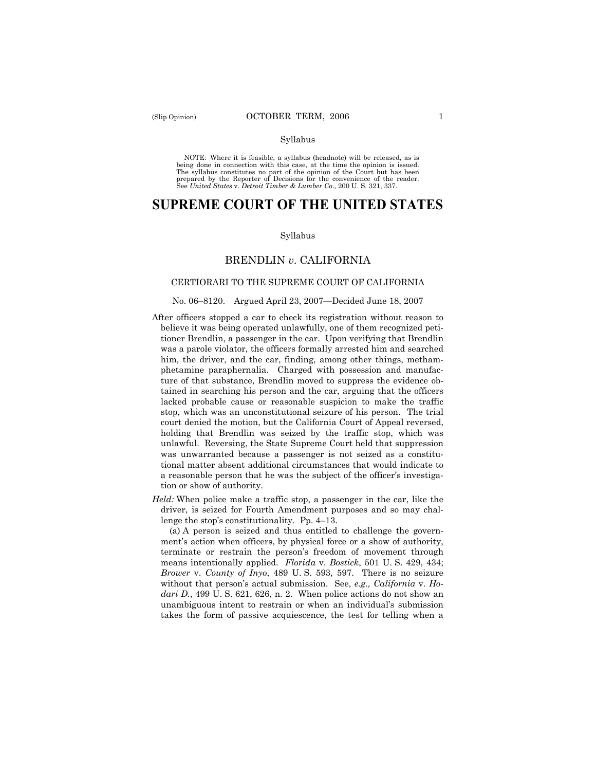Syllabus

NOTE: Where it is feasible, a syllabus (headnote) will be released, as is being done in connection with this case, at the time the opinion is issued. The syllabus constitutes no part of the opinion of the Court but has been prepared by the Reporter of Decisions for the convenience of the reader. See *United States* v. *Detroit Timber & Lumber Co.,* 200 U. S. 321, 337.

# SUPREME COURT OF THE UNITED STATES

Syllabus

## BRENDLIN *v*. CALIFORNIA

### CERTIORARI TO THE SUPREME COURT OF CALIFORNIA

No. 06–8120. Argued April 23, 2007—Decided June 18, 2007

After officers stopped a car to check its registration without reason to believe it was being operated unlawfully, one of them recognized petitioner Brendlin, a passenger in the car. Upon verifying that Brendlin was a parole violator, the officers formally arrested him and searched him, the driver, and the car, finding, among other things, methamphetamine paraphernalia. Charged with possession and manufacture of that substance, Brendlin moved to suppress the evidence obtained in searching his person and the car, arguing that the officers lacked probable cause or reasonable suspicion to make the traffic stop, which was an unconstitutional seizure of his person. The trial court denied the motion, but the California Court of Appeal reversed, holding that Brendlin was seized by the traffic stop, which was unlawful. Reversing, the State Supreme Court held that suppression was unwarranted because a passenger is not seized as a constitutional matter absent additional circumstances that would indicate to a reasonable person that he was the subject of the officer's investigation or show of authority.

*Held:* When police make a traffic stop, a passenger in the car, like the driver, is seized for Fourth Amendment purposes and so may challenge the stop's constitutionality. Pp. 4–13.

(a) A person is seized and thus entitled to challenge the government's action when officers, by physical force or a show of authority, terminate or restrain the person's freedom of movement through means intentionally applied. *Florida* v. *Bostick*, 501 U. S. 429, 434; *Brower* v. *County of Inyo*, 489 U. S. 593, 597. There is no seizure without that person's actual submission. See, *e.g., California* v. *Hodari D.*, 499 U. S. 621, 626, n. 2. When police actions do not show an unambiguous intent to restrain or when an individual's submission takes the form of passive acquiescence, the test for telling when a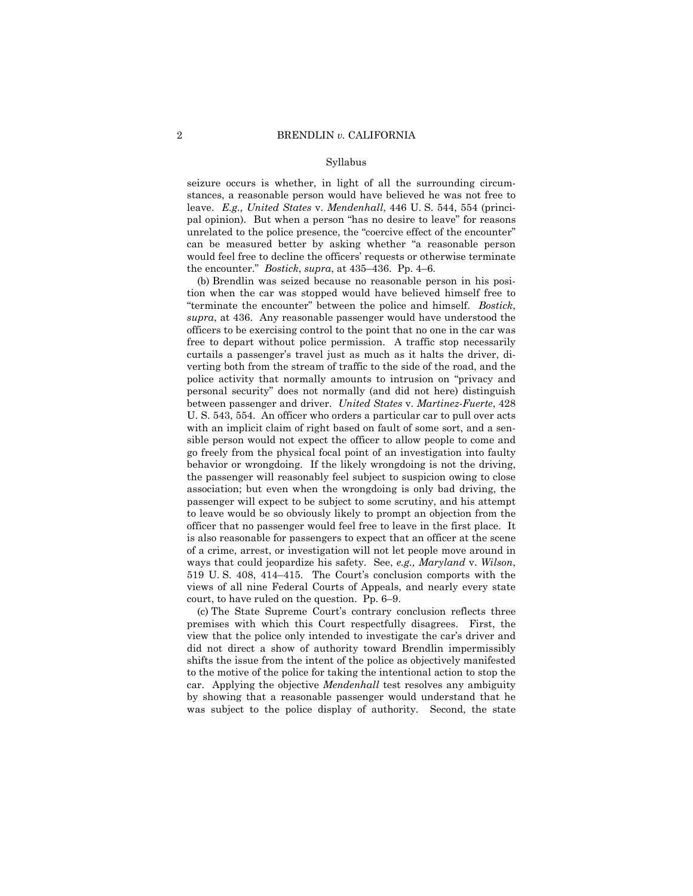Syllabus

seizure occurs is whether, in light of all the surrounding circumstances, a reasonable person would have believed he was not free to leave. *E.g., United States* v. *Mendenhall*, 446 U. S. 544, 554 (principal opinion). But when a person "has no desire to leave" for reasons unrelated to the police presence, the "coercive effect of the encounter" can be measured better by asking whether "a reasonable person would feel free to decline the officers' requests or otherwise terminate the encounter." *Bostick*, *supra*, at 435–436. Pp. 4–6.

(b) Brendlin was seized because no reasonable person in his position when the car was stopped would have believed himself free to "terminate the encounter" between the police and himself. *Bostick*, *supra*, at 436. Any reasonable passenger would have understood the officers to be exercising control to the point that no one in the car was free to depart without police permission. A traffic stop necessarily curtails a passenger's travel just as much as it halts the driver, diverting both from the stream of traffic to the side of the road, and the police activity that normally amounts to intrusion on "privacy and personal security" does not normally (and did not here) distinguish between passenger and driver. *United States* v. *Martinez-Fuerte*, 428 U. S. 543, 554. An officer who orders a particular car to pull over acts with an implicit claim of right based on fault of some sort, and a sensible person would not expect the officer to allow people to come and go freely from the physical focal point of an investigation into faulty behavior or wrongdoing. If the likely wrongdoing is not the driving, the passenger will reasonably feel subject to suspicion owing to close association; but even when the wrongdoing is only bad driving, the passenger will expect to be subject to some scrutiny, and his attempt to leave would be so obviously likely to prompt an objection from the officer that no passenger would feel free to leave in the first place. It is also reasonable for passengers to expect that an officer at the scene of a crime, arrest, or investigation will not let people move around in ways that could jeopardize his safety. See, *e.g., Maryland* v. *Wilson*, 519 U. S. 408, 414–415. The Court's conclusion comports with the views of all nine Federal Courts of Appeals, and nearly every state court, to have ruled on the question. Pp. 6–9.

(c) The State Supreme Court's contrary conclusion reflects three premises with which this Court respectfully disagrees. First, the view that the police only intended to investigate the car's driver and did not direct a show of authority toward Brendlin impermissibly shifts the issue from the intent of the police as objectively manifested to the motive of the police for taking the intentional action to stop the car. Applying the objective *Mendenhall* test resolves any ambiguity by showing that a reasonable passenger would understand that he was subject to the police display of authority. Second, the state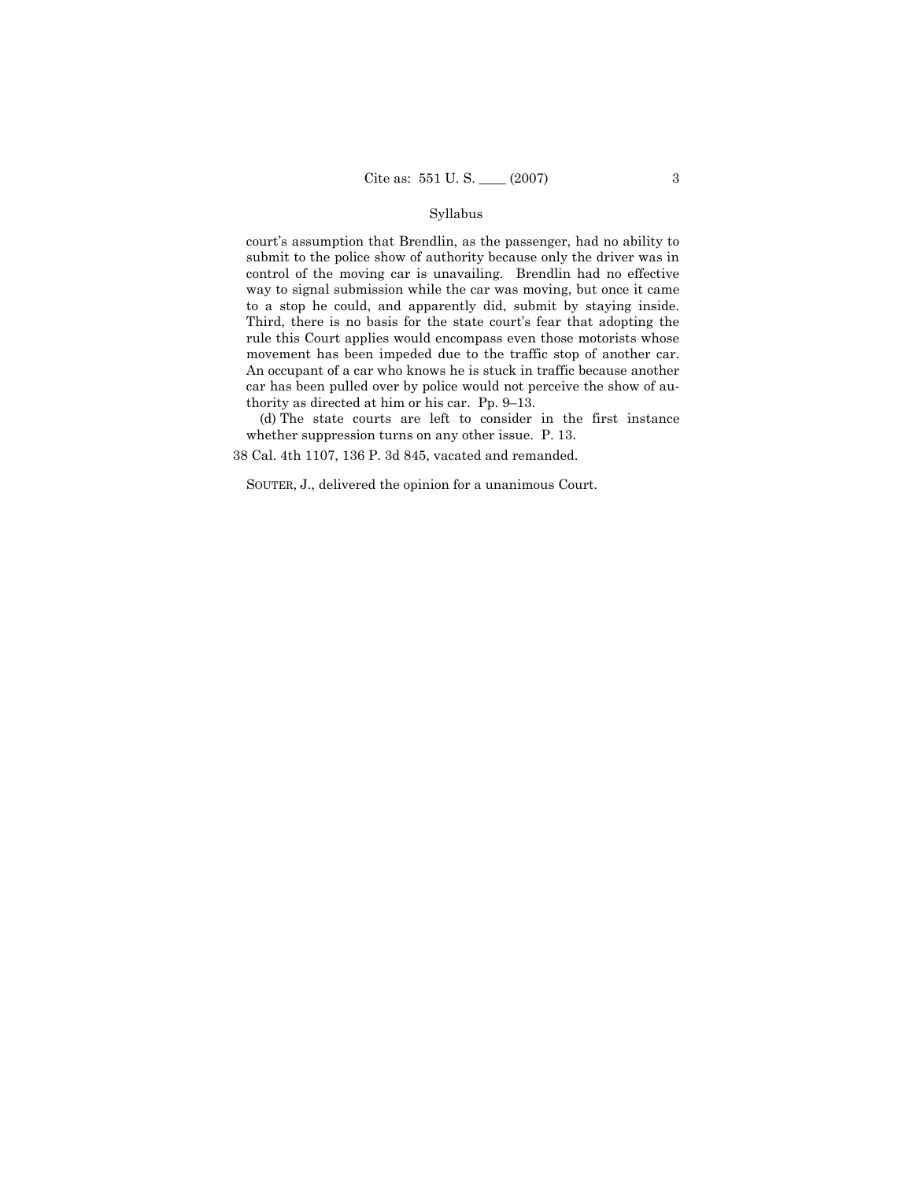court's assumption that Brendlin, as the passenger, had no ability to submit to the police show of authority because only the driver was in control of the moving car is unavailing. Brendlin had no effective way to signal submission while the car was moving, but once it came to a stop he could, and apparently did, submit by staying inside. Third, there is no basis for the state court's fear that adopting the rule this Court applies would encompass even those motorists whose movement has been impeded due to the traffic stop of another car. An occupant of a car who knows he is stuck in traffic because another car has been pulled over by police would not perceive the show of authority as directed at him or his car. Pp. 9–13.

(d) The state courts are left to consider in the first instance whether suppression turns on any other issue. P. 13.

38 Cal. 4th 1107, 136 P. 3d 845, vacated and remanded.

SOUTER, J., delivered the opinion for a unanimous Court.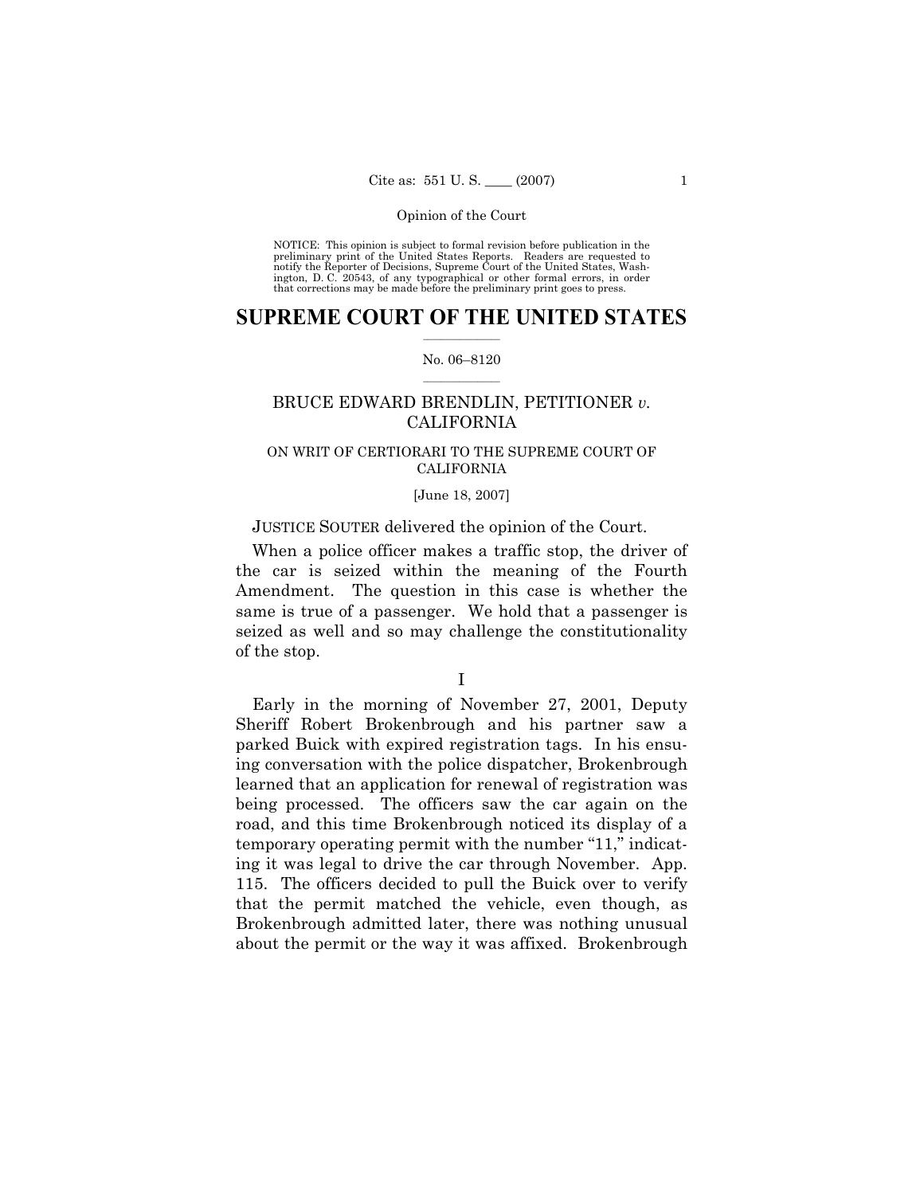NOTICE: This opinion is subject to formal revision before publication in the preliminary print of the United States Reports. Readers are requested to notify the Reporter of Decisions, Supreme Court of the United States, Washington, D. C. 20543, of any typographical or other formal errors, in order that corrections may be made before the preliminary print goes to press.

# SUPREME COURT OF THE UNITED STATES

No. 06–8120

## BRUCE EDWARD BRENDLIN, PETITIONER *v.* CALIFORNIA

ON WRIT OF CERTIORARI TO THE SUPREME COURT OF CALIFORNIA

[June 18, 2007]

JUSTICE SOUTER delivered the opinion of the Court.

When a police officer makes a traffic stop, the driver of the car is seized within the meaning of the Fourth Amendment. The question in this case is whether the same is true of a passenger. We hold that a passenger is seized as well and so may challenge the constitutionality of the stop.

I

Early in the morning of November 27, 2001, Deputy Sheriff Robert Brokenbrough and his partner saw a parked Buick with expired registration tags. In his ensuing conversation with the police dispatcher, Brokenbrough learned that an application for renewal of registration was being processed. The officers saw the car again on the road, and this time Brokenbrough noticed its display of a temporary operating permit with the number "11," indicating it was legal to drive the car through November. App. 115. The officers decided to pull the Buick over to verify that the permit matched the vehicle, even though, as Brokenbrough admitted later, there was nothing unusual about the permit or the way it was affixed. Brokenbrough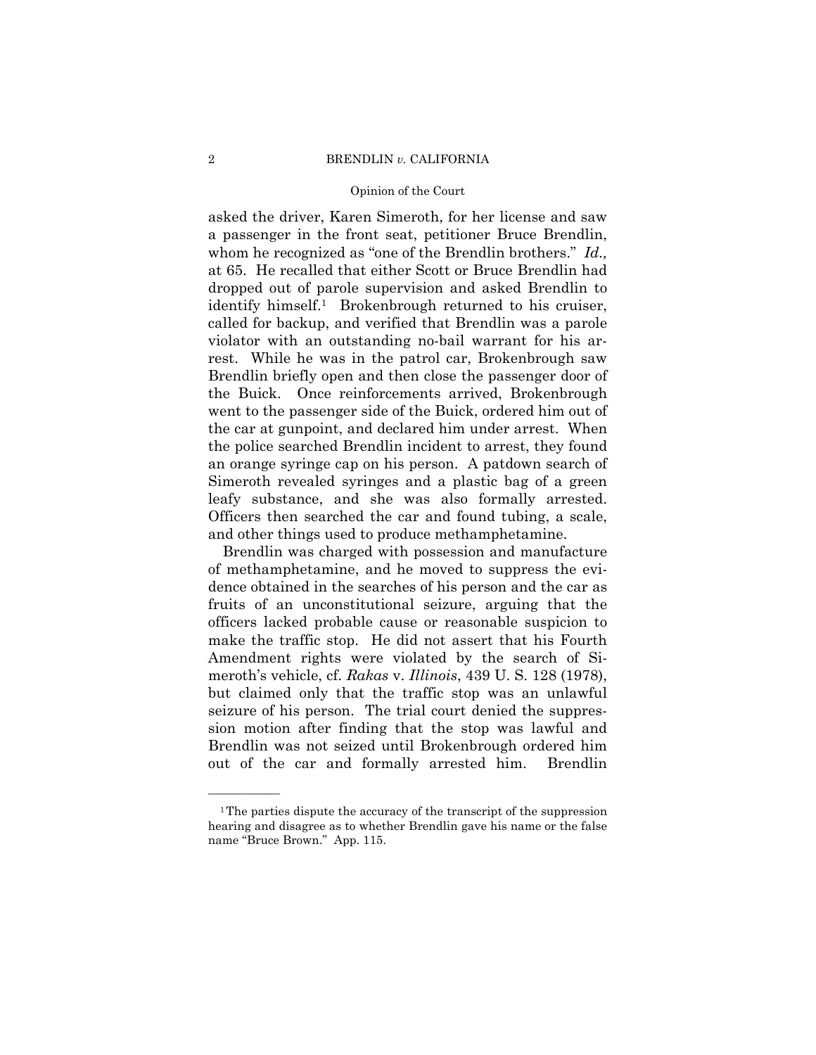asked the driver, Karen Simeroth, for her license and saw a passenger in the front seat, petitioner Bruce Brendlin, whom he recognized as "one of the Brendlin brothers." *Id.,* at 65. He recalled that either Scott or Bruce Brendlin had dropped out of parole supervision and asked Brendlin to identify himself.[1] Brokenbrough returned to his cruiser, called for backup, and verified that Brendlin was a parole violator with an outstanding no-bail warrant for his arrest. While he was in the patrol car, Brokenbrough saw Brendlin briefly open and then close the passenger door of the Buick. Once reinforcements arrived, Brokenbrough went to the passenger side of the Buick, ordered him out of the car at gunpoint, and declared him under arrest. When the police searched Brendlin incident to arrest, they found an orange syringe cap on his person. A patdown search of Simeroth revealed syringes and a plastic bag of a green leafy substance, and she was also formally arrested. Officers then searched the car and found tubing, a scale, and other things used to produce methamphetamine.

Brendlin was charged with possession and manufacture of methamphetamine, and he moved to suppress the evidence obtained in the searches of his person and the car as fruits of an unconstitutional seizure, arguing that the officers lacked probable cause or reasonable suspicion to make the traffic stop. He did not assert that his Fourth Amendment rights were violated by the search of Simeroth's vehicle, cf. *Rakas* v. *Illinois*, 439 U. S. 128 (1978), but claimed only that the traffic stop was an unlawful seizure of his person. The trial court denied the suppression motion after finding that the stop was lawful and Brendlin was not seized until Brokenbrough ordered him out of the car and formally arrested him. Brendlin

---

[1] The parties dispute the accuracy of the transcript of the suppression hearing and disagree as to whether Brendlin gave his name or the false name "Bruce Brown." App. 115.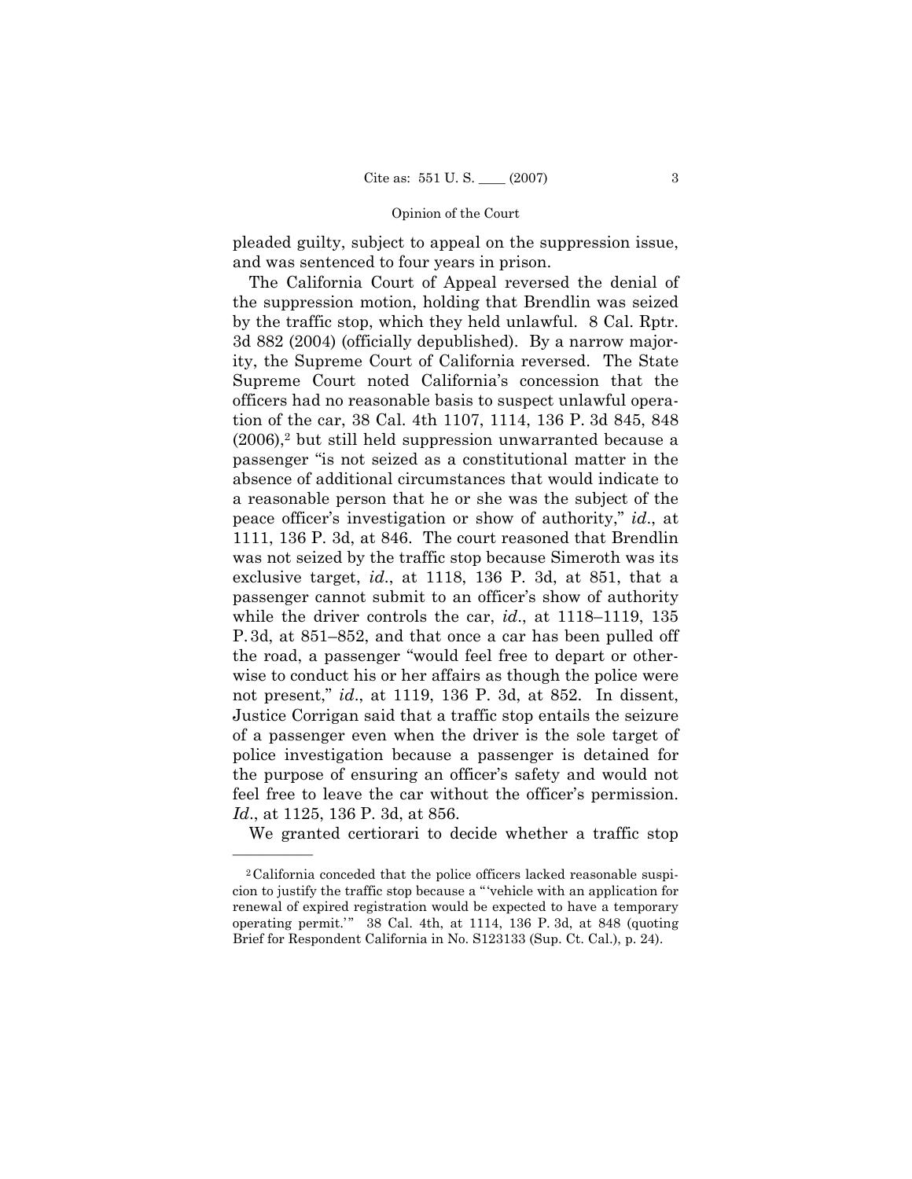pleaded guilty, subject to appeal on the suppression issue, and was sentenced to four years in prison.

The California Court of Appeal reversed the denial of the suppression motion, holding that Brendlin was seized by the traffic stop, which they held unlawful. 8 Cal. Rptr. 3d 882 (2004) (officially depublished). By a narrow majority, the Supreme Court of California reversed. The State Supreme Court noted California's concession that the officers had no reasonable basis to suspect unlawful operation of the car, 38 Cal. 4th 1107, 1114, 136 P. 3d 845, 848 (2006),[2] but still held suppression unwarranted because a passenger "is not seized as a constitutional matter in the absence of additional circumstances that would indicate to a reasonable person that he or she was the subject of the peace officer's investigation or show of authority," *id*., at 1111, 136 P. 3d, at 846. The court reasoned that Brendlin was not seized by the traffic stop because Simeroth was its exclusive target, *id*., at 1118, 136 P. 3d, at 851, that a passenger cannot submit to an officer's show of authority while the driver controls the car, *id*., at 1118–1119, 135 P. 3d, at 851–852, and that once a car has been pulled off the road, a passenger "would feel free to depart or otherwise to conduct his or her affairs as though the police were not present," *id*., at 1119, 136 P. 3d, at 852. In dissent, Justice Corrigan said that a traffic stop entails the seizure of a passenger even when the driver is the sole target of police investigation because a passenger is detained for the purpose of ensuring an officer's safety and would not feel free to leave the car without the officer's permission. *Id*., at 1125, 136 P. 3d, at 856.

We granted certiorari to decide whether a traffic stop

---

[2] California conceded that the police officers lacked reasonable suspicion to justify the traffic stop because a "'vehicle with an application for renewal of expired registration would be expected to have a temporary operating permit.'" 38 Cal. 4th, at 1114, 136 P. 3d, at 848 (quoting Brief for Respondent California in No. S123133 (Sup. Ct. Cal.), p. 24).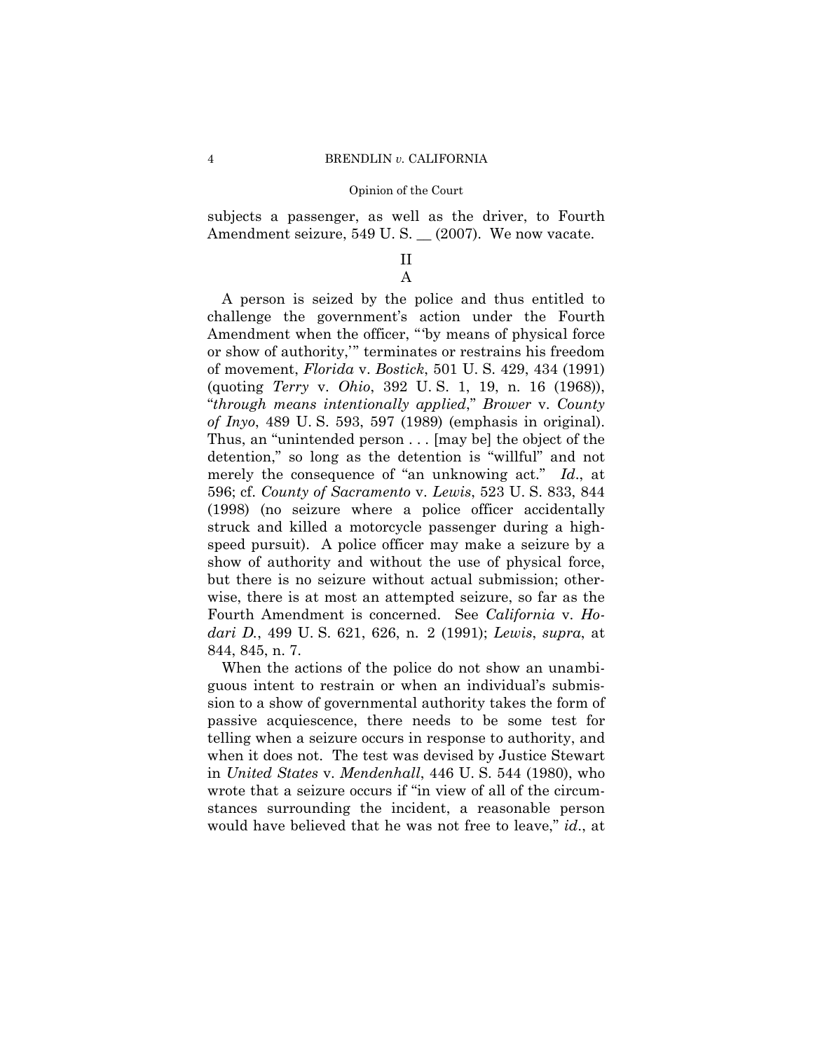subjects a passenger, as well as the driver, to Fourth Amendment seizure, 549 U. S. __ (2007). We now vacate.

## II

### A

A person is seized by the police and thus entitled to challenge the government's action under the Fourth Amendment when the officer, "'by means of physical force or show of authority,'" terminates or restrains his freedom of movement, *Florida* v. *Bostick*, 501 U. S. 429, 434 (1991) (quoting *Terry* v. *Ohio*, 392 U. S. 1, 19, n. 16 (1968)), "*through means intentionally applied*," *Brower* v. *County of Inyo*, 489 U. S. 593, 597 (1989) (emphasis in original). Thus, an "unintended person . . . [may be] the object of the detention," so long as the detention is "willful" and not merely the consequence of "an unknowing act." *Id*., at 596; cf. *County of Sacramento* v. *Lewis*, 523 U. S. 833, 844 (1998) (no seizure where a police officer accidentally struck and killed a motorcycle passenger during a high-speed pursuit). A police officer may make a seizure by a show of authority and without the use of physical force, but there is no seizure without actual submission; otherwise, there is at most an attempted seizure, so far as the Fourth Amendment is concerned. See *California* v. *Hodari D.*, 499 U. S. 621, 626, n. 2 (1991); *Lewis*, *supra*, at 844, 845, n. 7.

When the actions of the police do not show an unambiguous intent to restrain or when an individual's submission to a show of governmental authority takes the form of passive acquiescence, there needs to be some test for telling when a seizure occurs in response to authority, and when it does not. The test was devised by Justice Stewart in *United States* v. *Mendenhall*, 446 U. S. 544 (1980), who wrote that a seizure occurs if "in view of all of the circumstances surrounding the incident, a reasonable person would have believed that he was not free to leave," *id*., at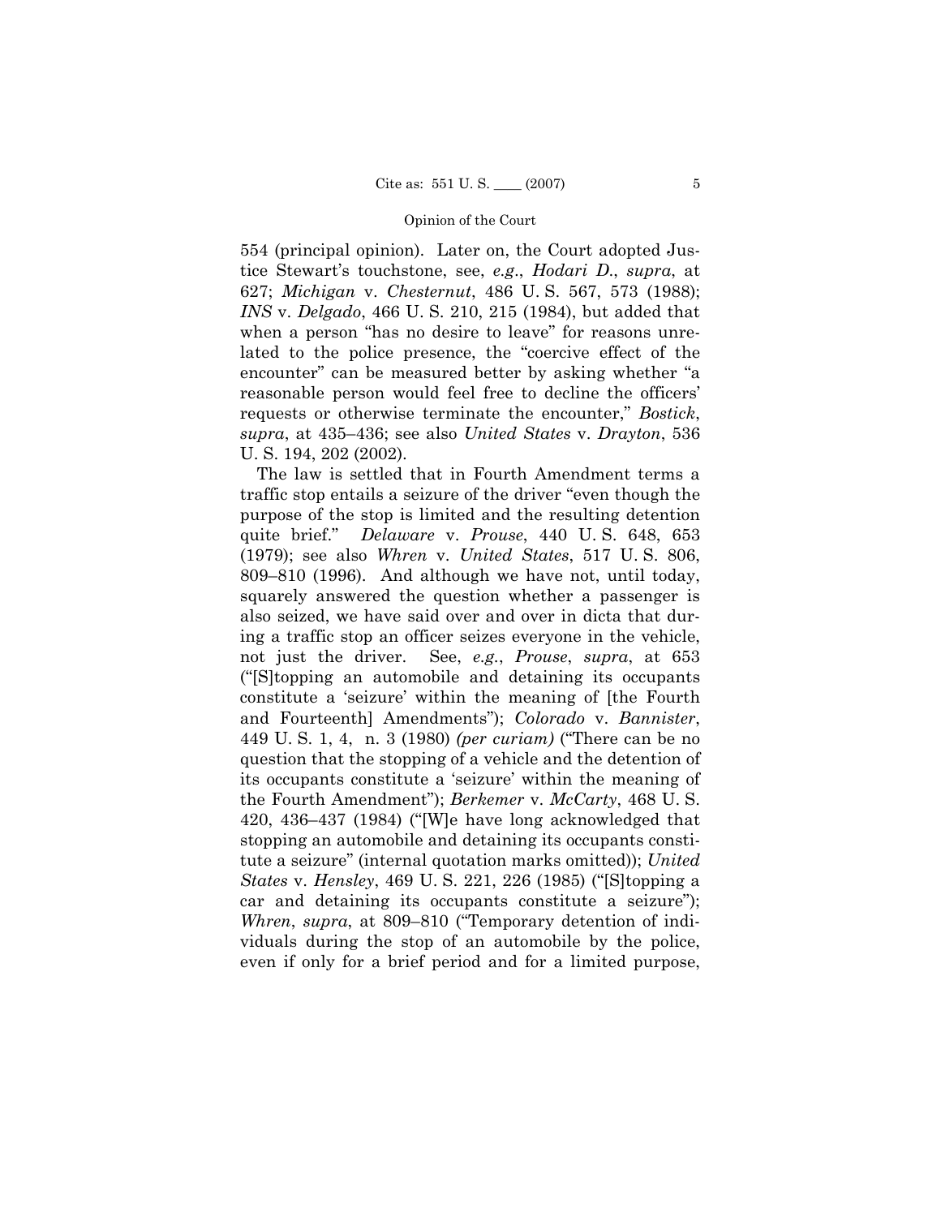554 (principal opinion). Later on, the Court adopted Justice Stewart's touchstone, see, *e.g.*, *Hodari D.*, *supra*, at 627; *Michigan* v. *Chesternut*, 486 U. S. 567, 573 (1988); *INS* v. *Delgado*, 466 U. S. 210, 215 (1984), but added that when a person "has no desire to leave" for reasons unrelated to the police presence, the "coercive effect of the encounter" can be measured better by asking whether "a reasonable person would feel free to decline the officers' requests or otherwise terminate the encounter," *Bostick*, *supra*, at 435–436; see also *United States* v. *Drayton*, 536 U. S. 194, 202 (2002).

The law is settled that in Fourth Amendment terms a traffic stop entails a seizure of the driver "even though the purpose of the stop is limited and the resulting detention quite brief." *Delaware* v. *Prouse*, 440 U. S. 648, 653 (1979); see also *Whren* v. *United States*, 517 U. S. 806, 809–810 (1996). And although we have not, until today, squarely answered the question whether a passenger is also seized, we have said over and over in dicta that during a traffic stop an officer seizes everyone in the vehicle, not just the driver. See, *e.g.*, *Prouse*, *supra*, at 653 ("[S]topping an automobile and detaining its occupants constitute a 'seizure' within the meaning of [the Fourth and Fourteenth] Amendments"); *Colorado* v. *Bannister*, 449 U. S. 1, 4, n. 3 (1980) *(per curiam)* ("There can be no question that the stopping of a vehicle and the detention of its occupants constitute a 'seizure' within the meaning of the Fourth Amendment"); *Berkemer* v. *McCarty*, 468 U. S. 420, 436–437 (1984) ("[W]e have long acknowledged that stopping an automobile and detaining its occupants constitute a seizure" (internal quotation marks omitted)); *United States* v. *Hensley*, 469 U. S. 221, 226 (1985) ("[S]topping a car and detaining its occupants constitute a seizure"); *Whren*, *supra*, at 809–810 ("Temporary detention of individuals during the stop of an automobile by the police, even if only for a brief period and for a limited purpose,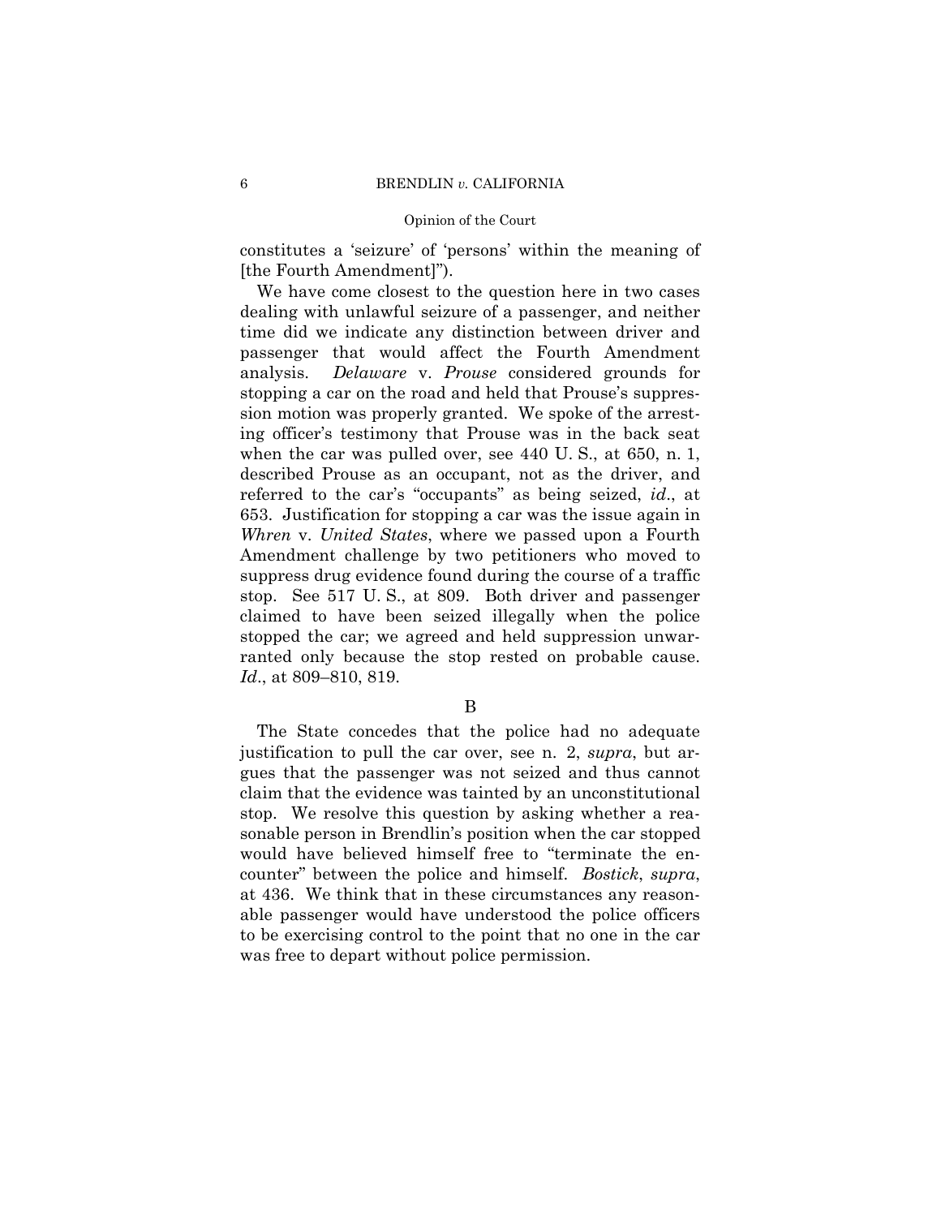constitutes a 'seizure' of 'persons' within the meaning of [the Fourth Amendment]").

We have come closest to the question here in two cases dealing with unlawful seizure of a passenger, and neither time did we indicate any distinction between driver and passenger that would affect the Fourth Amendment analysis. *Delaware* v. *Prouse* considered grounds for stopping a car on the road and held that Prouse's suppression motion was properly granted. We spoke of the arresting officer's testimony that Prouse was in the back seat when the car was pulled over, see 440 U. S., at 650, n. 1, described Prouse as an occupant, not as the driver, and referred to the car's "occupants" as being seized, *id*., at 653. Justification for stopping a car was the issue again in *Whren* v. *United States*, where we passed upon a Fourth Amendment challenge by two petitioners who moved to suppress drug evidence found during the course of a traffic stop. See 517 U. S., at 809. Both driver and passenger claimed to have been seized illegally when the police stopped the car; we agreed and held suppression unwarranted only because the stop rested on probable cause. *Id*., at 809–810, 819.

B

The State concedes that the police had no adequate justification to pull the car over, see n. 2, *supra*, but argues that the passenger was not seized and thus cannot claim that the evidence was tainted by an unconstitutional stop. We resolve this question by asking whether a reasonable person in Brendlin's position when the car stopped would have believed himself free to "terminate the encounter" between the police and himself. *Bostick*, *supra*, at 436. We think that in these circumstances any reasonable passenger would have understood the police officers to be exercising control to the point that no one in the car was free to depart without police permission.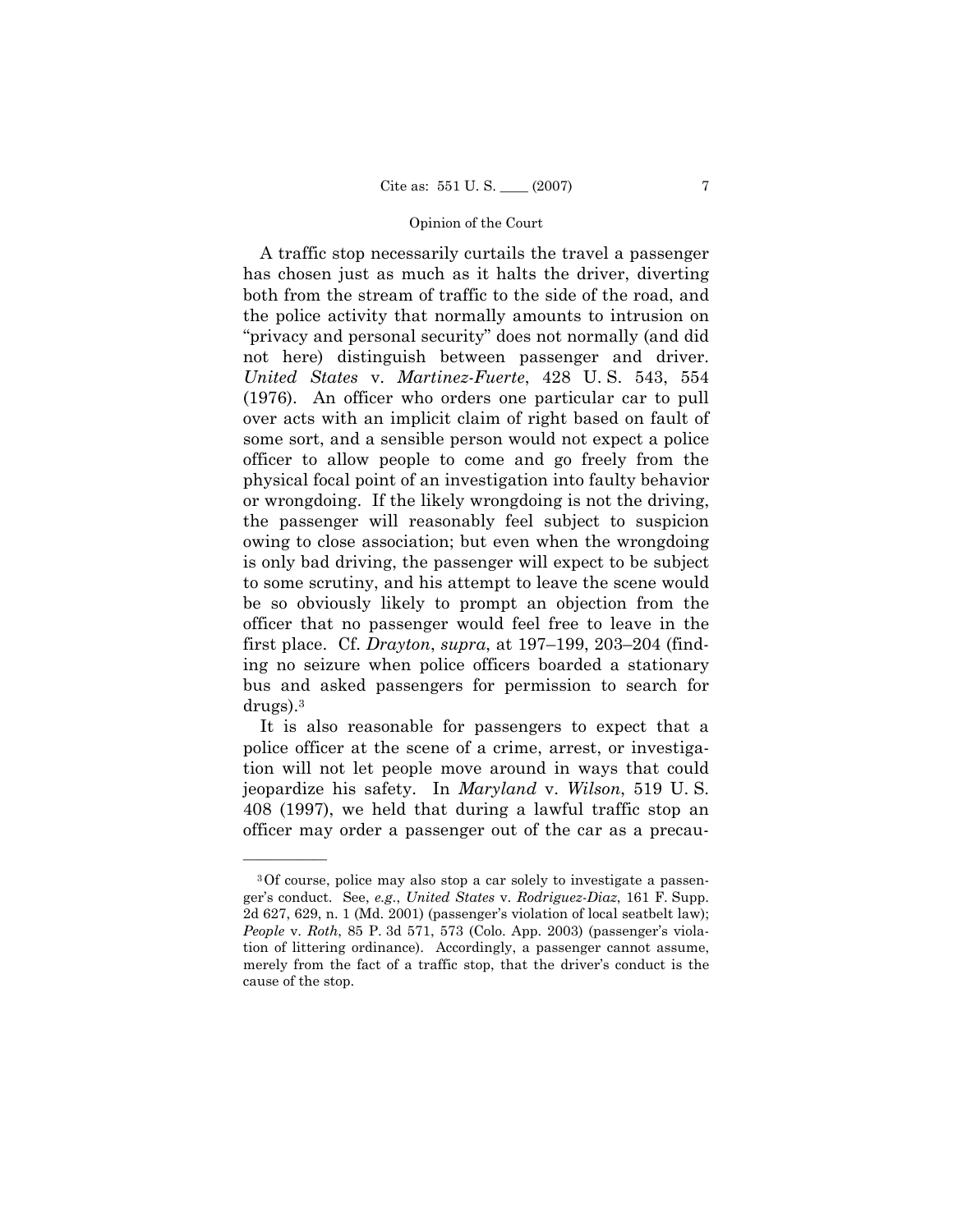A traffic stop necessarily curtails the travel a passenger has chosen just as much as it halts the driver, diverting both from the stream of traffic to the side of the road, and the police activity that normally amounts to intrusion on "privacy and personal security" does not normally (and did not here) distinguish between passenger and driver. *United States* v. *Martinez-Fuerte*, 428 U. S. 543, 554 (1976). An officer who orders one particular car to pull over acts with an implicit claim of right based on fault of some sort, and a sensible person would not expect a police officer to allow people to come and go freely from the physical focal point of an investigation into faulty behavior or wrongdoing. If the likely wrongdoing is not the driving, the passenger will reasonably feel subject to suspicion owing to close association; but even when the wrongdoing is only bad driving, the passenger will expect to be subject to some scrutiny, and his attempt to leave the scene would be so obviously likely to prompt an objection from the officer that no passenger would feel free to leave in the first place. Cf. *Drayton*, *supra*, at 197–199, 203–204 (finding no seizure when police officers boarded a stationary bus and asked passengers for permission to search for drugs).[3]

It is also reasonable for passengers to expect that a police officer at the scene of a crime, arrest, or investigation will not let people move around in ways that could jeopardize his safety. In *Maryland* v. *Wilson*, 519 U. S. 408 (1997), we held that during a lawful traffic stop an officer may order a passenger out of the car as a precau-

---

[3] Of course, police may also stop a car solely to investigate a passenger's conduct. See, *e.g.*, *United States* v. *Rodriguez-Diaz*, 161 F. Supp. 2d 627, 629, n. 1 (Md. 2001) (passenger's violation of local seatbelt law); *People* v. *Roth*, 85 P. 3d 571, 573 (Colo. App. 2003) (passenger's violation of littering ordinance). Accordingly, a passenger cannot assume, merely from the fact of a traffic stop, that the driver's conduct is the cause of the stop.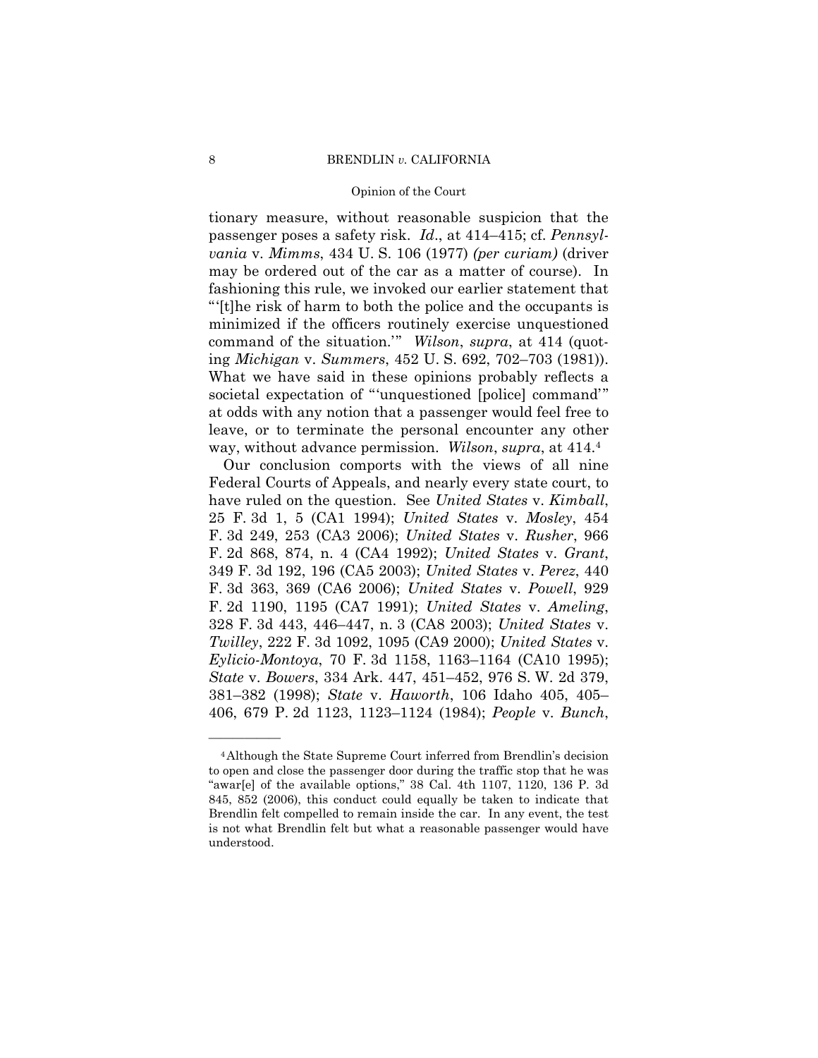tionary measure, without reasonable suspicion that the passenger poses a safety risk. *Id*., at 414–415; cf. *Pennsylvania* v. *Mimms*, 434 U. S. 106 (1977) *(per curiam)* (driver may be ordered out of the car as a matter of course). In fashioning this rule, we invoked our earlier statement that "'[t]he risk of harm to both the police and the occupants is minimized if the officers routinely exercise unquestioned command of the situation.'" *Wilson*, *supra*, at 414 (quoting *Michigan* v. *Summers*, 452 U. S. 692, 702–703 (1981)). What we have said in these opinions probably reflects a societal expectation of "'unquestioned [police] command'" at odds with any notion that a passenger would feel free to leave, or to terminate the personal encounter any other way, without advance permission. *Wilson*, *supra*, at 414.[4]

Our conclusion comports with the views of all nine Federal Courts of Appeals, and nearly every state court, to have ruled on the question. See *United States* v. *Kimball*, 25 F. 3d 1, 5 (CA1 1994); *United States* v. *Mosley*, 454 F. 3d 249, 253 (CA3 2006); *United States* v. *Rusher*, 966 F. 2d 868, 874, n. 4 (CA4 1992); *United States* v. *Grant*, 349 F. 3d 192, 196 (CA5 2003); *United States* v. *Perez*, 440 F. 3d 363, 369 (CA6 2006); *United States* v. *Powell*, 929 F. 2d 1190, 1195 (CA7 1991); *United States* v. *Ameling*, 328 F. 3d 443, 446–447, n. 3 (CA8 2003); *United States* v. *Twilley*, 222 F. 3d 1092, 1095 (CA9 2000); *United States* v. *Eylicio-Montoya*, 70 F. 3d 1158, 1163–1164 (CA10 1995); *State* v. *Bowers*, 334 Ark. 447, 451–452, 976 S. W. 2d 379, 381–382 (1998); *State* v. *Haworth*, 106 Idaho 405, 405–406, 679 P. 2d 1123, 1123–1124 (1984); *People* v. *Bunch*,

---

[4] Although the State Supreme Court inferred from Brendlin's decision to open and close the passenger door during the traffic stop that he was "awar[e] of the available options," 38 Cal. 4th 1107, 1120, 136 P. 3d 845, 852 (2006), this conduct could equally be taken to indicate that Brendlin felt compelled to remain inside the car. In any event, the test is not what Brendlin felt but what a reasonable passenger would have understood.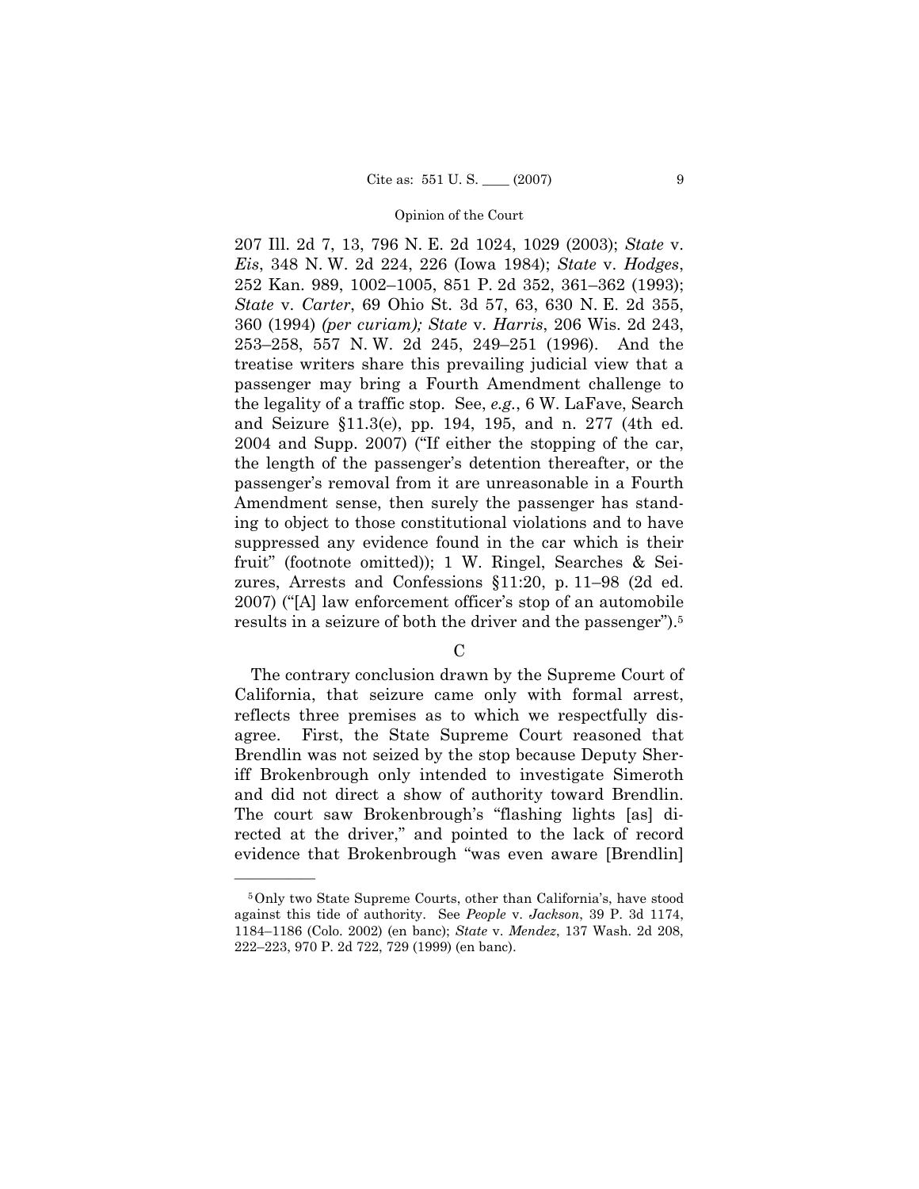207 Ill. 2d 7, 13, 796 N. E. 2d 1024, 1029 (2003); *State* v. *Eis*, 348 N. W. 2d 224, 226 (Iowa 1984); *State* v. *Hodges*, 252 Kan. 989, 1002–1005, 851 P. 2d 352, 361–362 (1993); *State* v. *Carter*, 69 Ohio St. 3d 57, 63, 630 N. E. 2d 355, 360 (1994) *(per curiam); State* v. *Harris*, 206 Wis. 2d 243, 253–258, 557 N. W. 2d 245, 249–251 (1996). And the treatise writers share this prevailing judicial view that a passenger may bring a Fourth Amendment challenge to the legality of a traffic stop. See, *e.g.*, 6 W. LaFave, Search and Seizure §11.3(e), pp. 194, 195, and n. 277 (4th ed. 2004 and Supp. 2007) ("If either the stopping of the car, the length of the passenger's detention thereafter, or the passenger's removal from it are unreasonable in a Fourth Amendment sense, then surely the passenger has standing to object to those constitutional violations and to have suppressed any evidence found in the car which is their fruit" (footnote omitted)); 1 W. Ringel, Searches & Seizures, Arrests and Confessions §11:20, p. 11–98 (2d ed. 2007) ("[A] law enforcement officer's stop of an automobile results in a seizure of both the driver and the passenger").[5]

C

The contrary conclusion drawn by the Supreme Court of California, that seizure came only with formal arrest, reflects three premises as to which we respectfully disagree. First, the State Supreme Court reasoned that Brendlin was not seized by the stop because Deputy Sheriff Brokenbrough only intended to investigate Simeroth and did not direct a show of authority toward Brendlin. The court saw Brokenbrough's "flashing lights [as] directed at the driver," and pointed to the lack of record evidence that Brokenbrough "was even aware [Brendlin]

---

[5] Only two State Supreme Courts, other than California's, have stood against this tide of authority. See *People* v. *Jackson*, 39 P. 3d 1174, 1184–1186 (Colo. 2002) (en banc); *State* v. *Mendez*, 137 Wash. 2d 208, 222–223, 970 P. 2d 722, 729 (1999) (en banc).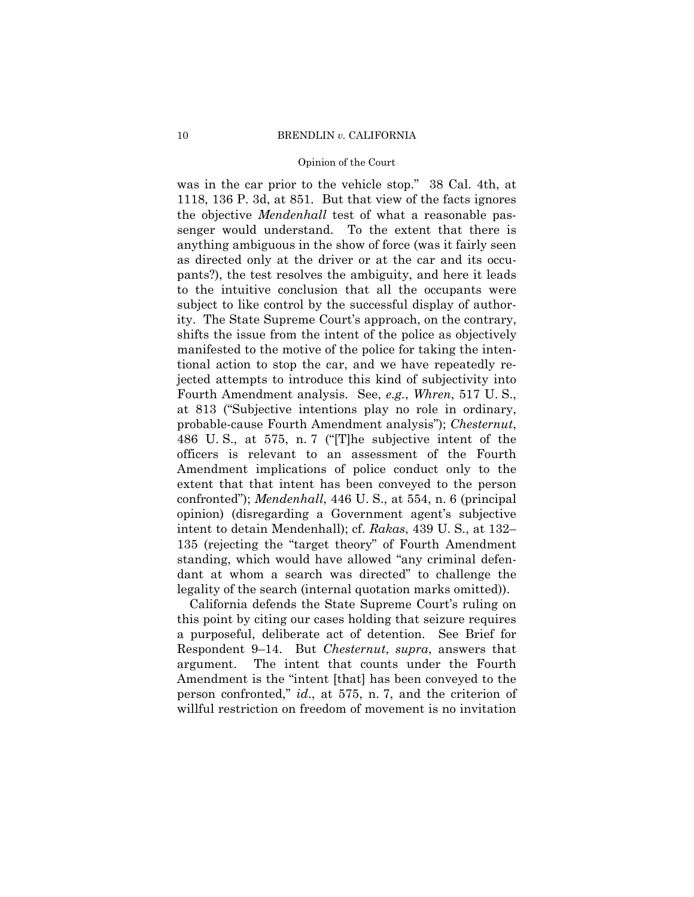was in the car prior to the vehicle stop." 38 Cal. 4th, at 1118, 136 P. 3d, at 851. But that view of the facts ignores the objective *Mendenhall* test of what a reasonable passenger would understand. To the extent that there is anything ambiguous in the show of force (was it fairly seen as directed only at the driver or at the car and its occupants?), the test resolves the ambiguity, and here it leads to the intuitive conclusion that all the occupants were subject to like control by the successful display of authority. The State Supreme Court's approach, on the contrary, shifts the issue from the intent of the police as objectively manifested to the motive of the police for taking the intentional action to stop the car, and we have repeatedly rejected attempts to introduce this kind of subjectivity into Fourth Amendment analysis. See, *e.g.*, *Whren*, 517 U. S., at 813 ("Subjective intentions play no role in ordinary, probable-cause Fourth Amendment analysis"); *Chesternut*, 486 U. S., at 575, n. 7 ("[T]he subjective intent of the officers is relevant to an assessment of the Fourth Amendment implications of police conduct only to the extent that that intent has been conveyed to the person confronted"); *Mendenhall*, 446 U. S., at 554, n. 6 (principal opinion) (disregarding a Government agent's subjective intent to detain Mendenhall); cf. *Rakas*, 439 U. S., at 132–135 (rejecting the "target theory" of Fourth Amendment standing, which would have allowed "any criminal defendant at whom a search was directed" to challenge the legality of the search (internal quotation marks omitted)).

California defends the State Supreme Court's ruling on this point by citing our cases holding that seizure requires a purposeful, deliberate act of detention. See Brief for Respondent 9–14. But *Chesternut*, *supra*, answers that argument. The intent that counts under the Fourth Amendment is the "intent [that] has been conveyed to the person confronted," *id*., at 575, n. 7, and the criterion of willful restriction on freedom of movement is no invitation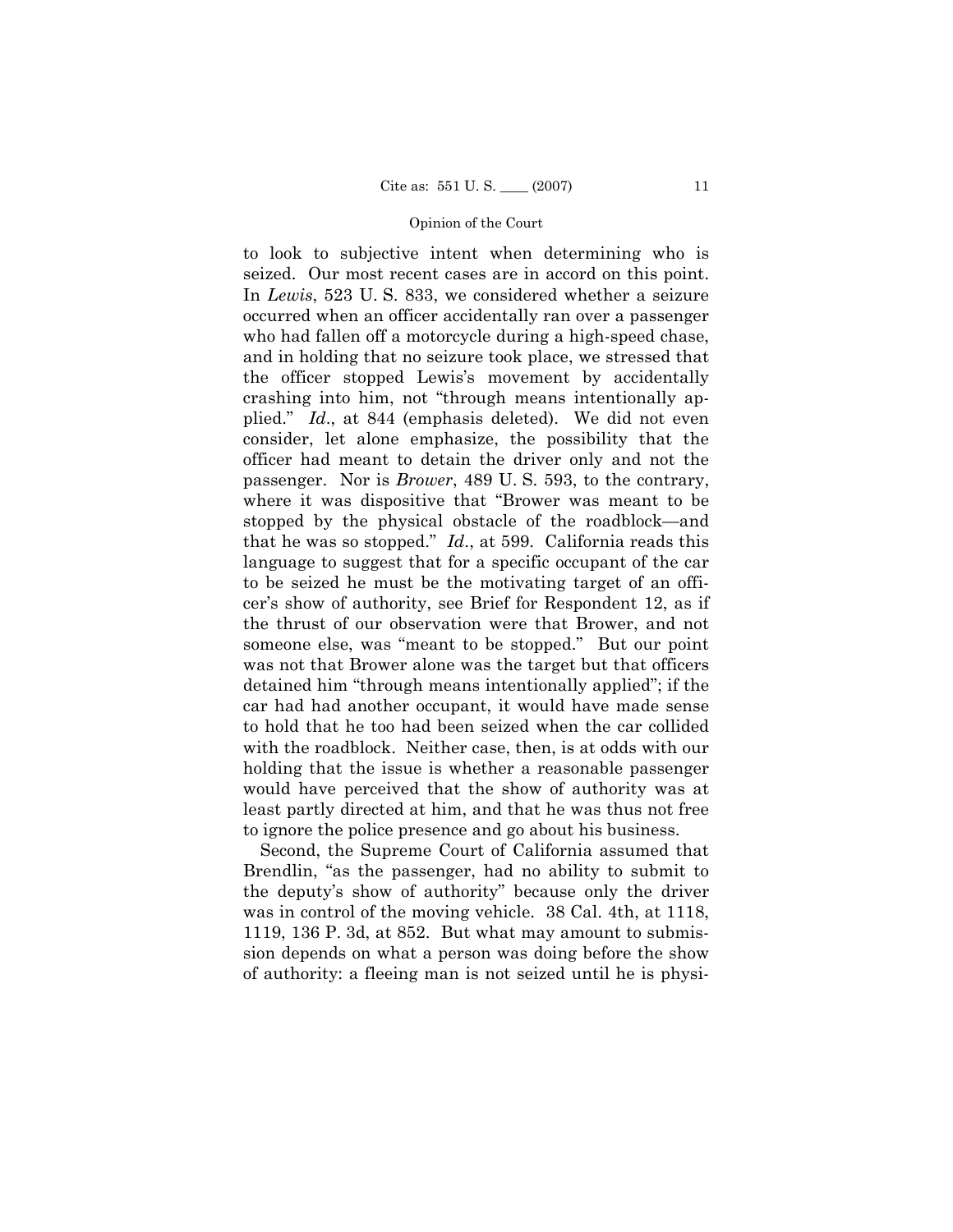to look to subjective intent when determining who is seized. Our most recent cases are in accord on this point. In *Lewis*, 523 U. S. 833, we considered whether a seizure occurred when an officer accidentally ran over a passenger who had fallen off a motorcycle during a high-speed chase, and in holding that no seizure took place, we stressed that the officer stopped Lewis's movement by accidentally crashing into him, not "through means intentionally applied." *Id*., at 844 (emphasis deleted). We did not even consider, let alone emphasize, the possibility that the officer had meant to detain the driver only and not the passenger. Nor is *Brower*, 489 U. S. 593, to the contrary, where it was dispositive that "Brower was meant to be stopped by the physical obstacle of the roadblock—and that he was so stopped." *Id*., at 599. California reads this language to suggest that for a specific occupant of the car to be seized he must be the motivating target of an officer's show of authority, see Brief for Respondent 12, as if the thrust of our observation were that Brower, and not someone else, was "meant to be stopped." But our point was not that Brower alone was the target but that officers detained him "through means intentionally applied"; if the car had had another occupant, it would have made sense to hold that he too had been seized when the car collided with the roadblock. Neither case, then, is at odds with our holding that the issue is whether a reasonable passenger would have perceived that the show of authority was at least partly directed at him, and that he was thus not free to ignore the police presence and go about his business.

Second, the Supreme Court of California assumed that Brendlin, "as the passenger, had no ability to submit to the deputy's show of authority" because only the driver was in control of the moving vehicle. 38 Cal. 4th, at 1118, 1119, 136 P. 3d, at 852. But what may amount to submission depends on what a person was doing before the show of authority: a fleeing man is not seized until he is physi-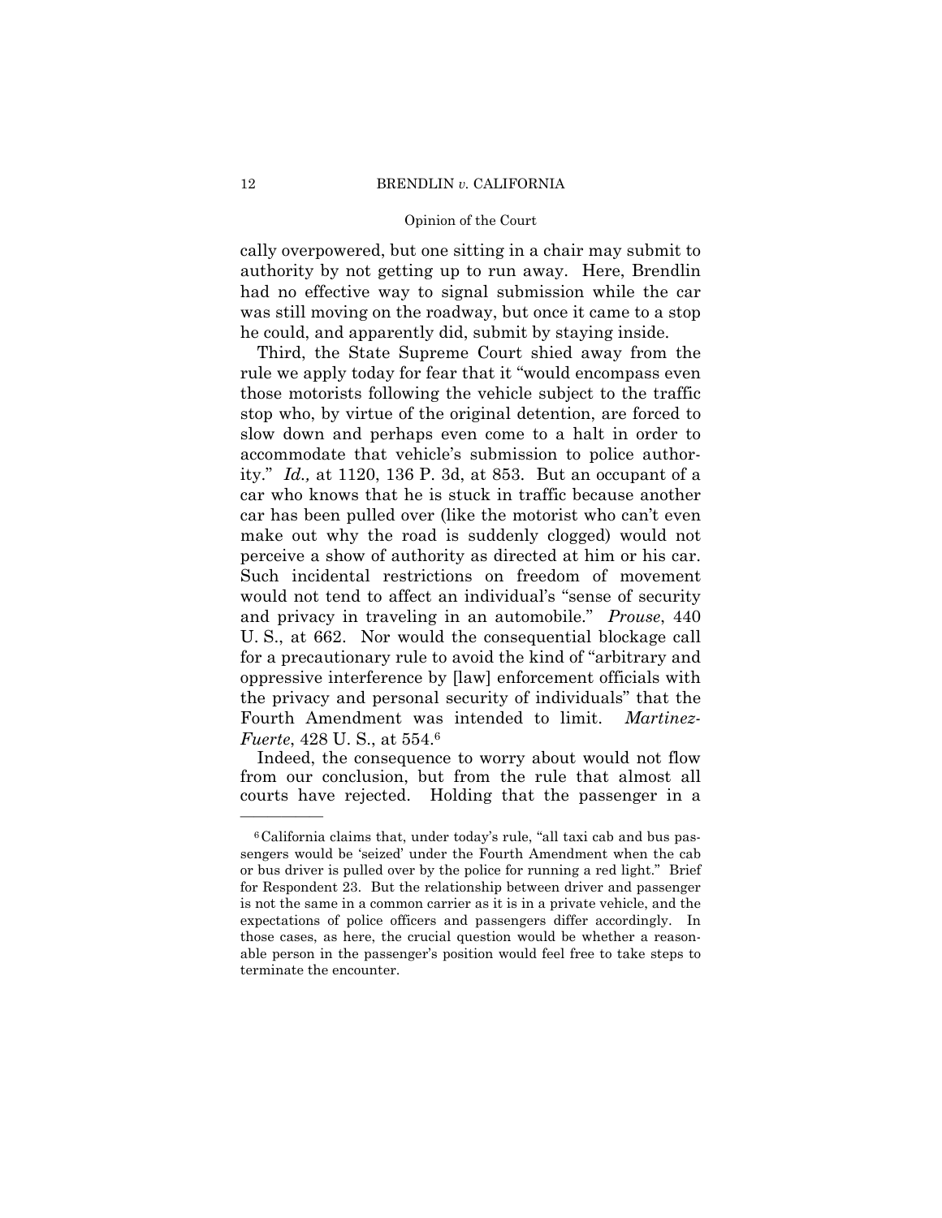cally overpowered, but one sitting in a chair may submit to authority by not getting up to run away. Here, Brendlin had no effective way to signal submission while the car was still moving on the roadway, but once it came to a stop he could, and apparently did, submit by staying inside.

Third, the State Supreme Court shied away from the rule we apply today for fear that it "would encompass even those motorists following the vehicle subject to the traffic stop who, by virtue of the original detention, are forced to slow down and perhaps even come to a halt in order to accommodate that vehicle's submission to police authority." *Id.,* at 1120, 136 P. 3d, at 853. But an occupant of a car who knows that he is stuck in traffic because another car has been pulled over (like the motorist who can't even make out why the road is suddenly clogged) would not perceive a show of authority as directed at him or his car. Such incidental restrictions on freedom of movement would not tend to affect an individual's "sense of security and privacy in traveling in an automobile." *Prouse*, 440 U. S., at 662. Nor would the consequential blockage call for a precautionary rule to avoid the kind of "arbitrary and oppressive interference by [law] enforcement officials with the privacy and personal security of individuals" that the Fourth Amendment was intended to limit. *Martinez-Fuerte*, 428 U. S., at 554.[6]

Indeed, the consequence to worry about would not flow from our conclusion, but from the rule that almost all courts have rejected. Holding that the passenger in a

---

[6] California claims that, under today's rule, "all taxi cab and bus passengers would be 'seized' under the Fourth Amendment when the cab or bus driver is pulled over by the police for running a red light." Brief for Respondent 23. But the relationship between driver and passenger is not the same in a common carrier as it is in a private vehicle, and the expectations of police officers and passengers differ accordingly. In those cases, as here, the crucial question would be whether a reasonable person in the passenger's position would feel free to take steps to terminate the encounter.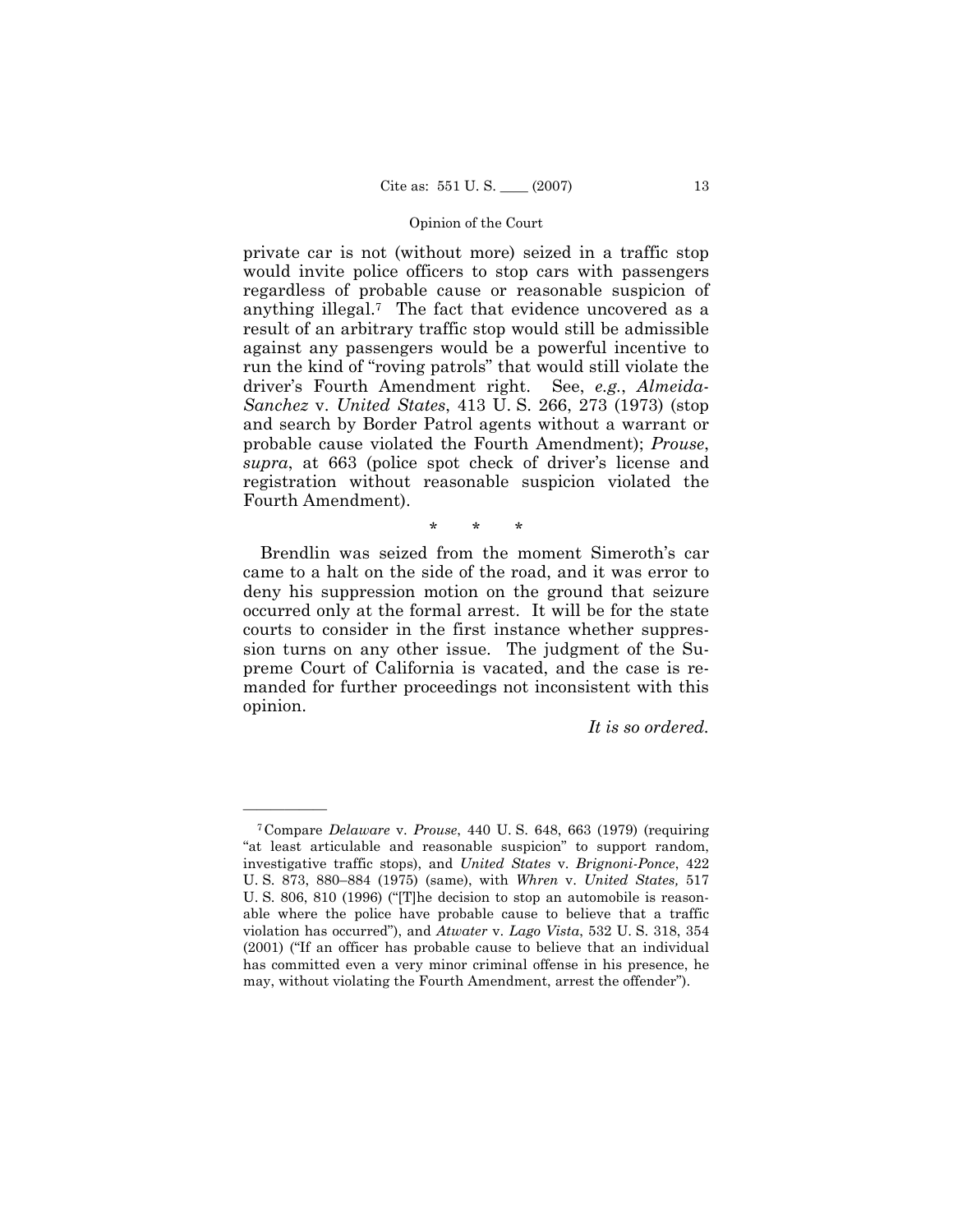private car is not (without more) seized in a traffic stop would invite police officers to stop cars with passengers regardless of probable cause or reasonable suspicion of anything illegal.[7] The fact that evidence uncovered as a result of an arbitrary traffic stop would still be admissible against any passengers would be a powerful incentive to run the kind of "roving patrols" that would still violate the driver's Fourth Amendment right. See, *e.g.*, *Almeida-Sanchez* v. *United States*, 413 U. S. 266, 273 (1973) (stop and search by Border Patrol agents without a warrant or probable cause violated the Fourth Amendment); *Prouse*, *supra*, at 663 (police spot check of driver's license and registration without reasonable suspicion violated the Fourth Amendment).

\* \* \*

Brendlin was seized from the moment Simeroth's car came to a halt on the side of the road, and it was error to deny his suppression motion on the ground that seizure occurred only at the formal arrest. It will be for the state courts to consider in the first instance whether suppression turns on any other issue. The judgment of the Supreme Court of California is vacated, and the case is remanded for further proceedings not inconsistent with this opinion.

*It is so ordered.*

---

[7] Compare *Delaware* v. *Prouse*, 440 U. S. 648, 663 (1979) (requiring "at least articulable and reasonable suspicion" to support random, investigative traffic stops), and *United States* v. *Brignoni-Ponce*, 422 U. S. 873, 880–884 (1975) (same), with *Whren* v. *United States,* 517 U. S. 806, 810 (1996) ("[T]he decision to stop an automobile is reasonable where the police have probable cause to believe that a traffic violation has occurred"), and *Atwater* v. *Lago Vista*, 532 U. S. 318, 354 (2001) ("If an officer has probable cause to believe that an individual has committed even a very minor criminal offense in his presence, he may, without violating the Fourth Amendment, arrest the offender").